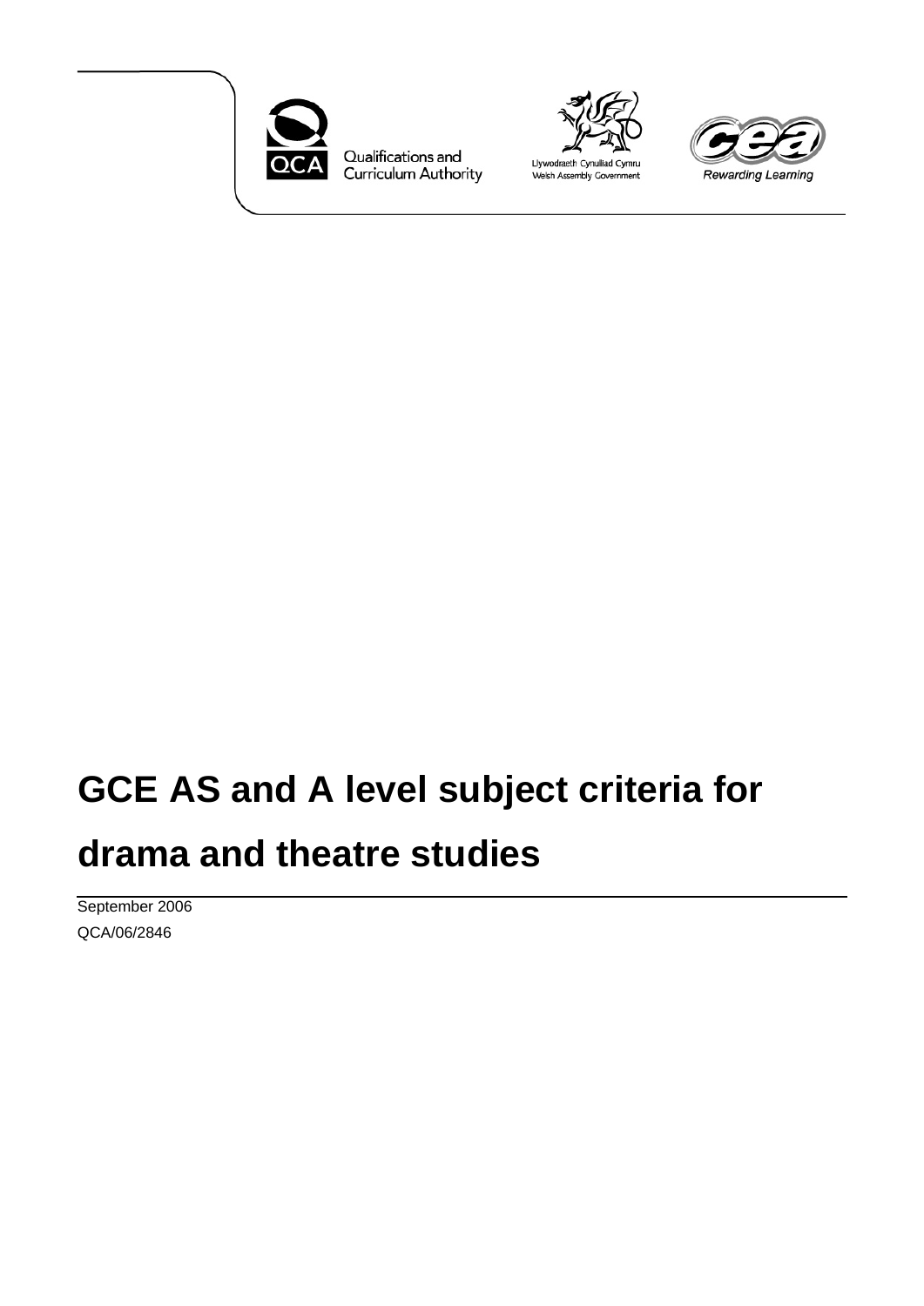Qualifications and Curriculum Authority

Llywodraeth Cynulliad Cymru
Welsh Assembly Government

Rewarding Learning

# GCE AS and A level subject criteria for drama and theatre studies

September 2006

QCA/06/2846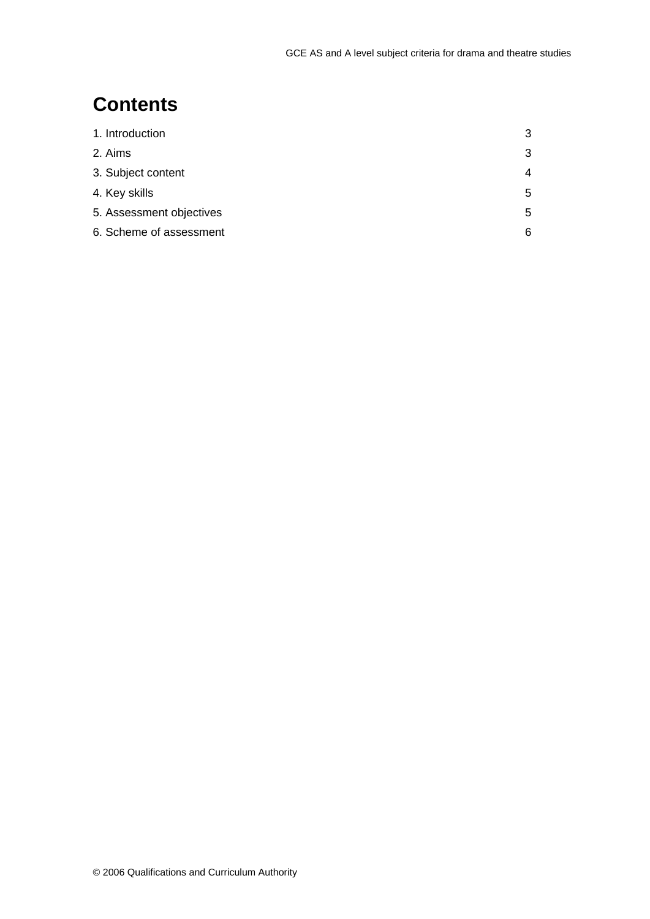# Contents

| | |
|---|---|
| 1. Introduction | 3 |
| 2. Aims | 3 |
| 3. Subject content | 4 |
| 4. Key skills | 5 |
| 5. Assessment objectives | 5 |
| 6. Scheme of assessment | 6 |

© 2006 Qualifications and Curriculum Authority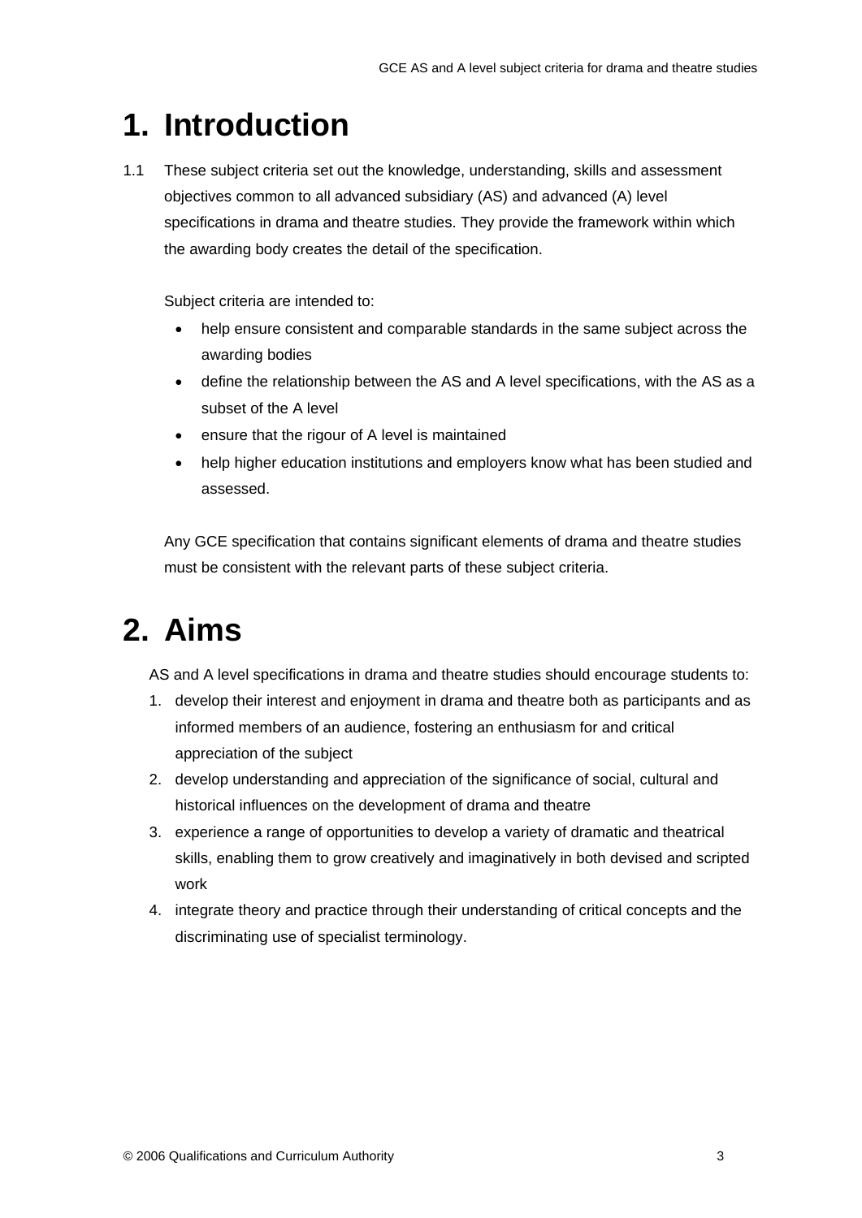# 1. Introduction

1.1 These subject criteria set out the knowledge, understanding, skills and assessment objectives common to all advanced subsidiary (AS) and advanced (A) level specifications in drama and theatre studies. They provide the framework within which the awarding body creates the detail of the specification.

Subject criteria are intended to:

- help ensure consistent and comparable standards in the same subject across the awarding bodies
- define the relationship between the AS and A level specifications, with the AS as a subset of the A level
- ensure that the rigour of A level is maintained
- help higher education institutions and employers know what has been studied and assessed.

Any GCE specification that contains significant elements of drama and theatre studies must be consistent with the relevant parts of these subject criteria.

# 2. Aims

AS and A level specifications in drama and theatre studies should encourage students to:

1. develop their interest and enjoyment in drama and theatre both as participants and as informed members of an audience, fostering an enthusiasm for and critical appreciation of the subject
2. develop understanding and appreciation of the significance of social, cultural and historical influences on the development of drama and theatre
3. experience a range of opportunities to develop a variety of dramatic and theatrical skills, enabling them to grow creatively and imaginatively in both devised and scripted work
4. integrate theory and practice through their understanding of critical concepts and the discriminating use of specialist terminology.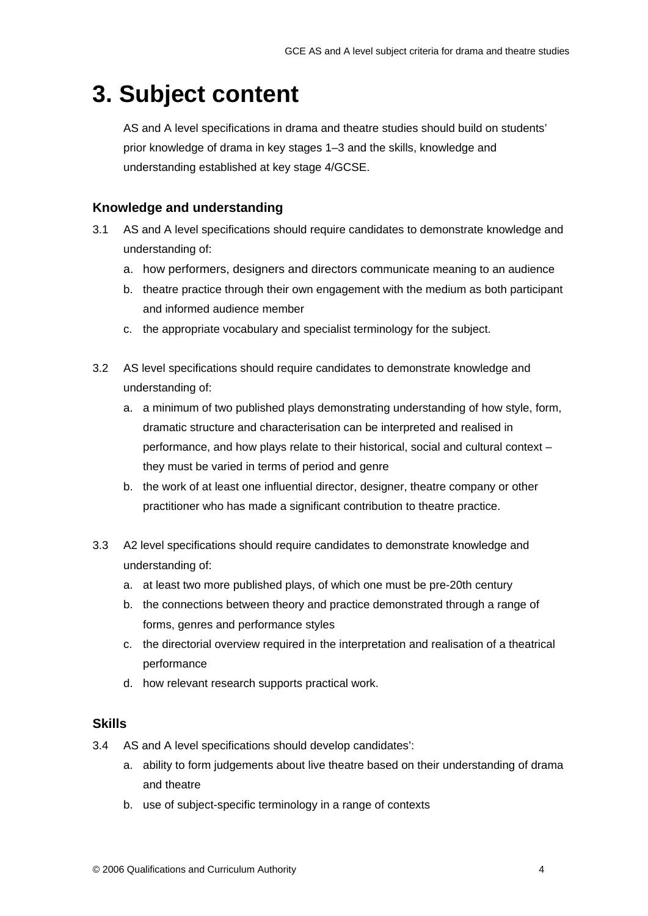# 3. Subject content

AS and A level specifications in drama and theatre studies should build on students' prior knowledge of drama in key stages 1–3 and the skills, knowledge and understanding established at key stage 4/GCSE.

### Knowledge and understanding

3.1 AS and A level specifications should require candidates to demonstrate knowledge and understanding of:

   a. how performers, designers and directors communicate meaning to an audience
   b. theatre practice through their own engagement with the medium as both participant and informed audience member
   c. the appropriate vocabulary and specialist terminology for the subject.

3.2 AS level specifications should require candidates to demonstrate knowledge and understanding of:

   a. a minimum of two published plays demonstrating understanding of how style, form, dramatic structure and characterisation can be interpreted and realised in performance, and how plays relate to their historical, social and cultural context – they must be varied in terms of period and genre
   b. the work of at least one influential director, designer, theatre company or other practitioner who has made a significant contribution to theatre practice.

3.3 A2 level specifications should require candidates to demonstrate knowledge and understanding of:

   a. at least two more published plays, of which one must be pre-20th century
   b. the connections between theory and practice demonstrated through a range of forms, genres and performance styles
   c. the directorial overview required in the interpretation and realisation of a theatrical performance
   d. how relevant research supports practical work.

### Skills

3.4 AS and A level specifications should develop candidates':

   a. ability to form judgements about live theatre based on their understanding of drama and theatre
   b. use of subject-specific terminology in a range of contexts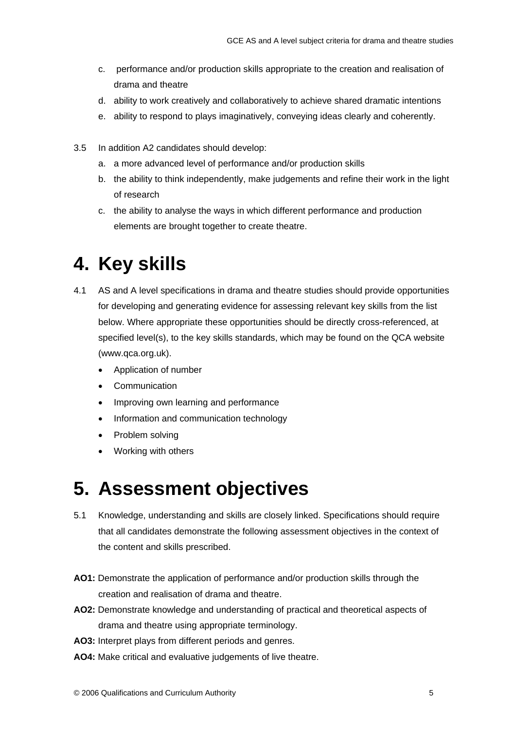c. performance and/or production skills appropriate to the creation and realisation of drama and theatre
d. ability to work creatively and collaboratively to achieve shared dramatic intentions
e. ability to respond to plays imaginatively, conveying ideas clearly and coherently.

3.5 In addition A2 candidates should develop:

a. a more advanced level of performance and/or production skills
b. the ability to think independently, make judgements and refine their work in the light of research
c. the ability to analyse the ways in which different performance and production elements are brought together to create theatre.

# 4. Key skills

4.1 AS and A level specifications in drama and theatre studies should provide opportunities for developing and generating evidence for assessing relevant key skills from the list below. Where appropriate these opportunities should be directly cross-referenced, at specified level(s), to the key skills standards, which may be found on the QCA website (www.qca.org.uk).

- Application of number
- Communication
- Improving own learning and performance
- Information and communication technology
- Problem solving
- Working with others

# 5. Assessment objectives

5.1 Knowledge, understanding and skills are closely linked. Specifications should require that all candidates demonstrate the following assessment objectives in the context of the content and skills prescribed.

**AO1:** Demonstrate the application of performance and/or production skills through the creation and realisation of drama and theatre.

**AO2:** Demonstrate knowledge and understanding of practical and theoretical aspects of drama and theatre using appropriate terminology.

**AO3:** Interpret plays from different periods and genres.

**AO4:** Make critical and evaluative judgements of live theatre.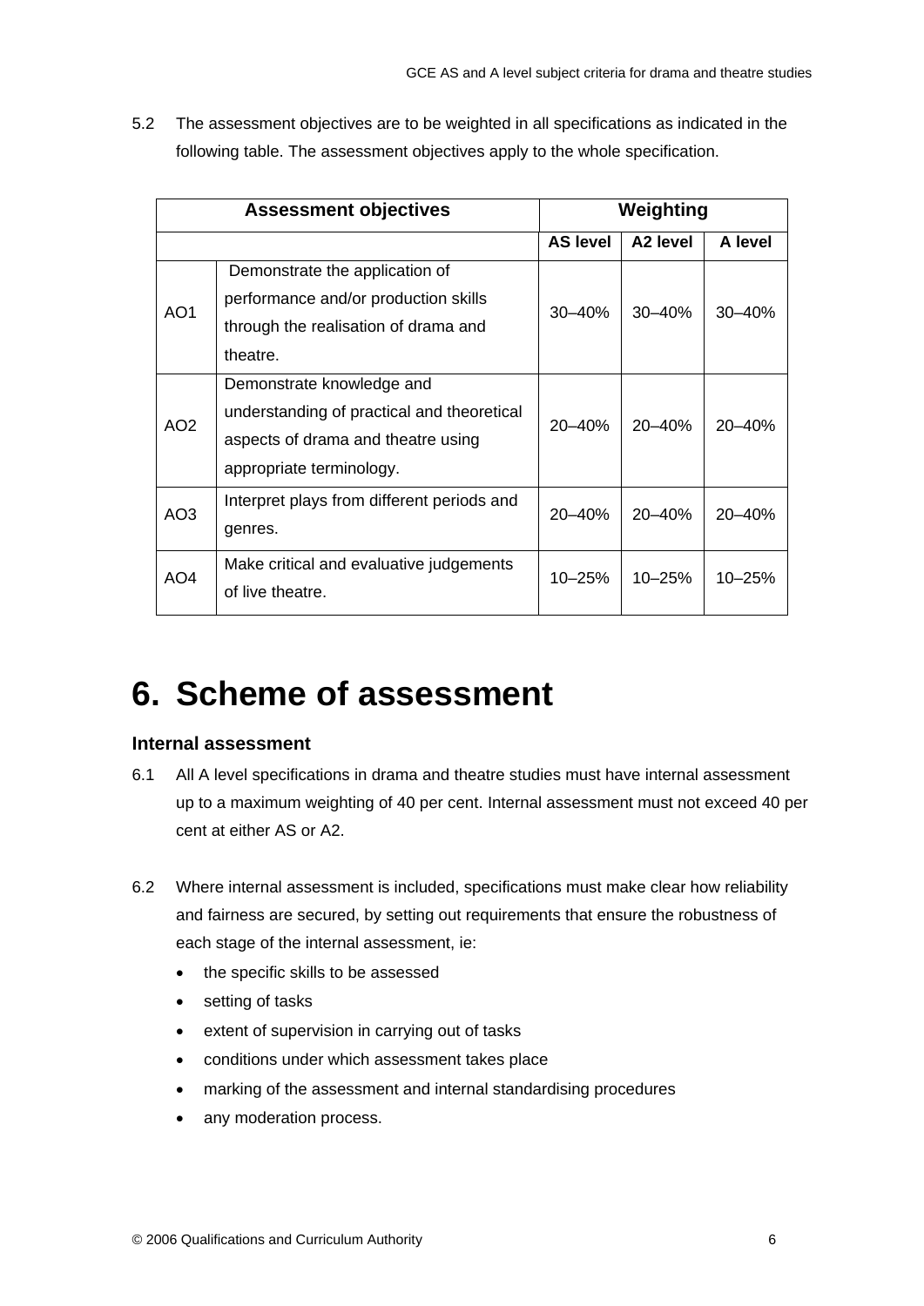5.2 The assessment objectives are to be weighted in all specifications as indicated in the following table. The assessment objectives apply to the whole specification.

| Assessment objectives | | Weighting | | |
|---|---|---|---|---|
| | | AS level | A2 level | A level |
| AO1 | Demonstrate the application of performance and/or production skills through the realisation of drama and theatre. | 30–40% | 30–40% | 30–40% |
| AO2 | Demonstrate knowledge and understanding of practical and theoretical aspects of drama and theatre using appropriate terminology. | 20–40% | 20–40% | 20–40% |
| AO3 | Interpret plays from different periods and genres. | 20–40% | 20–40% | 20–40% |
| AO4 | Make critical and evaluative judgements of live theatre. | 10–25% | 10–25% | 10–25% |

# 6. Scheme of assessment

### Internal assessment

6.1 All A level specifications in drama and theatre studies must have internal assessment up to a maximum weighting of 40 per cent. Internal assessment must not exceed 40 per cent at either AS or A2.

6.2 Where internal assessment is included, specifications must make clear how reliability and fairness are secured, by setting out requirements that ensure the robustness of each stage of the internal assessment, ie:

- the specific skills to be assessed
- setting of tasks
- extent of supervision in carrying out of tasks
- conditions under which assessment takes place
- marking of the assessment and internal standardising procedures
- any moderation process.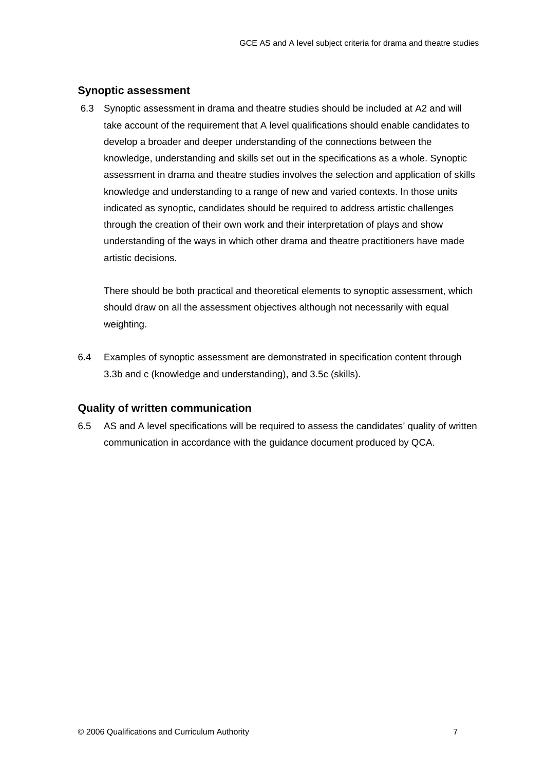## Synoptic assessment

6.3 Synoptic assessment in drama and theatre studies should be included at A2 and will take account of the requirement that A level qualifications should enable candidates to develop a broader and deeper understanding of the connections between the knowledge, understanding and skills set out in the specifications as a whole. Synoptic assessment in drama and theatre studies involves the selection and application of skills knowledge and understanding to a range of new and varied contexts. In those units indicated as synoptic, candidates should be required to address artistic challenges through the creation of their own work and their interpretation of plays and show understanding of the ways in which other drama and theatre practitioners have made artistic decisions.

There should be both practical and theoretical elements to synoptic assessment, which should draw on all the assessment objectives although not necessarily with equal weighting.

6.4 Examples of synoptic assessment are demonstrated in specification content through 3.3b and c (knowledge and understanding), and 3.5c (skills).

## Quality of written communication

6.5 AS and A level specifications will be required to assess the candidates' quality of written communication in accordance with the guidance document produced by QCA.